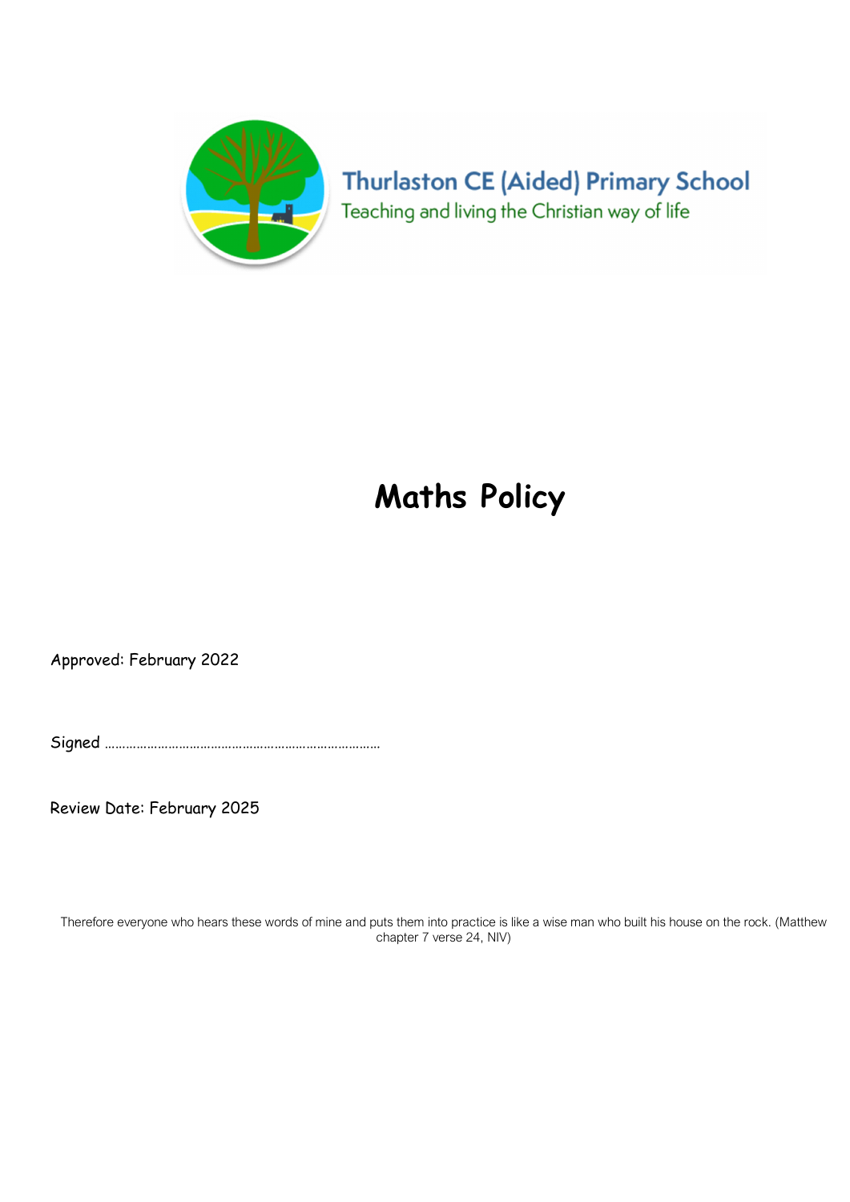Thurlaston CE (Aided) Primary School

Teaching and living the Christian way of life

# Maths Policy

Approved: February 2022

Signed ………………………………………………………………………

Review Date: February 2025

Therefore everyone who hears these words of mine and puts them into practice is like a wise man who built his house on the rock. (Matthew chapter 7 verse 24, NIV)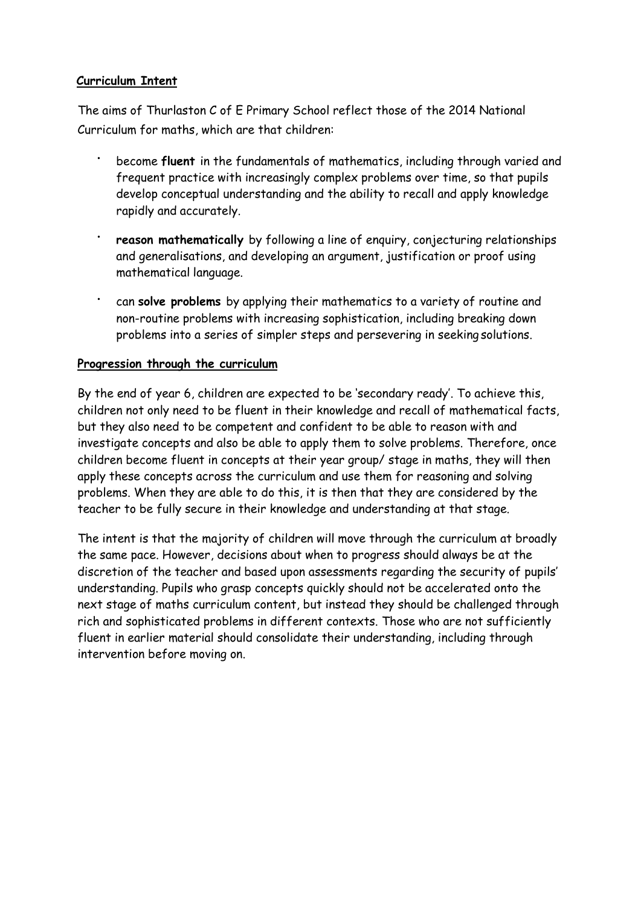## Curriculum Intent

The aims of Thurlaston C of E Primary School reflect those of the 2014 National Curriculum for maths, which are that children:

- become **fluent** in the fundamentals of mathematics, including through varied and frequent practice with increasingly complex problems over time, so that pupils develop conceptual understanding and the ability to recall and apply knowledge rapidly and accurately.
- **reason mathematically** by following a line of enquiry, conjecturing relationships and generalisations, and developing an argument, justification or proof using mathematical language.
- can **solve problems** by applying their mathematics to a variety of routine and non-routine problems with increasing sophistication, including breaking down problems into a series of simpler steps and persevering in seeking solutions.

## Progression through the curriculum

By the end of year 6, children are expected to be 'secondary ready'. To achieve this, children not only need to be fluent in their knowledge and recall of mathematical facts, but they also need to be competent and confident to be able to reason with and investigate concepts and also be able to apply them to solve problems. Therefore, once children become fluent in concepts at their year group/ stage in maths, they will then apply these concepts across the curriculum and use them for reasoning and solving problems. When they are able to do this, it is then that they are considered by the teacher to be fully secure in their knowledge and understanding at that stage.

The intent is that the majority of children will move through the curriculum at broadly the same pace. However, decisions about when to progress should always be at the discretion of the teacher and based upon assessments regarding the security of pupils' understanding. Pupils who grasp concepts quickly should not be accelerated onto the next stage of maths curriculum content, but instead they should be challenged through rich and sophisticated problems in different contexts. Those who are not sufficiently fluent in earlier material should consolidate their understanding, including through intervention before moving on.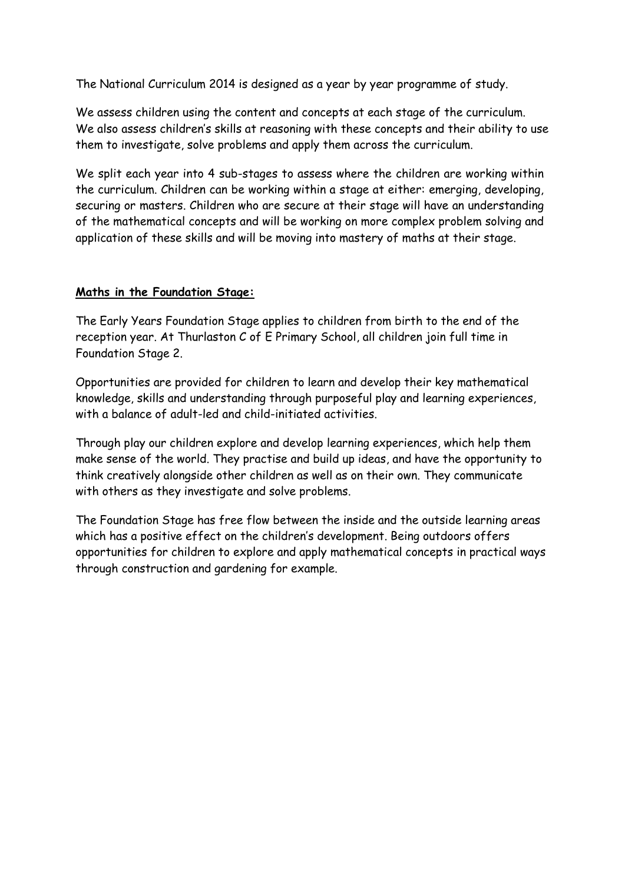The National Curriculum 2014 is designed as a year by year programme of study.

We assess children using the content and concepts at each stage of the curriculum. We also assess children's skills at reasoning with these concepts and their ability to use them to investigate, solve problems and apply them across the curriculum.

We split each year into 4 sub-stages to assess where the children are working within the curriculum. Children can be working within a stage at either: emerging, developing, securing or masters. Children who are secure at their stage will have an understanding of the mathematical concepts and will be working on more complex problem solving and application of these skills and will be moving into mastery of maths at their stage.

**Maths in the Foundation Stage:**

The Early Years Foundation Stage applies to children from birth to the end of the reception year. At Thurlaston C of E Primary School, all children join full time in Foundation Stage 2.

Opportunities are provided for children to learn and develop their key mathematical knowledge, skills and understanding through purposeful play and learning experiences, with a balance of adult-led and child-initiated activities.

Through play our children explore and develop learning experiences, which help them make sense of the world. They practise and build up ideas, and have the opportunity to think creatively alongside other children as well as on their own. They communicate with others as they investigate and solve problems.

The Foundation Stage has free flow between the inside and the outside learning areas which has a positive effect on the children's development. Being outdoors offers opportunities for children to explore and apply mathematical concepts in practical ways through construction and gardening for example.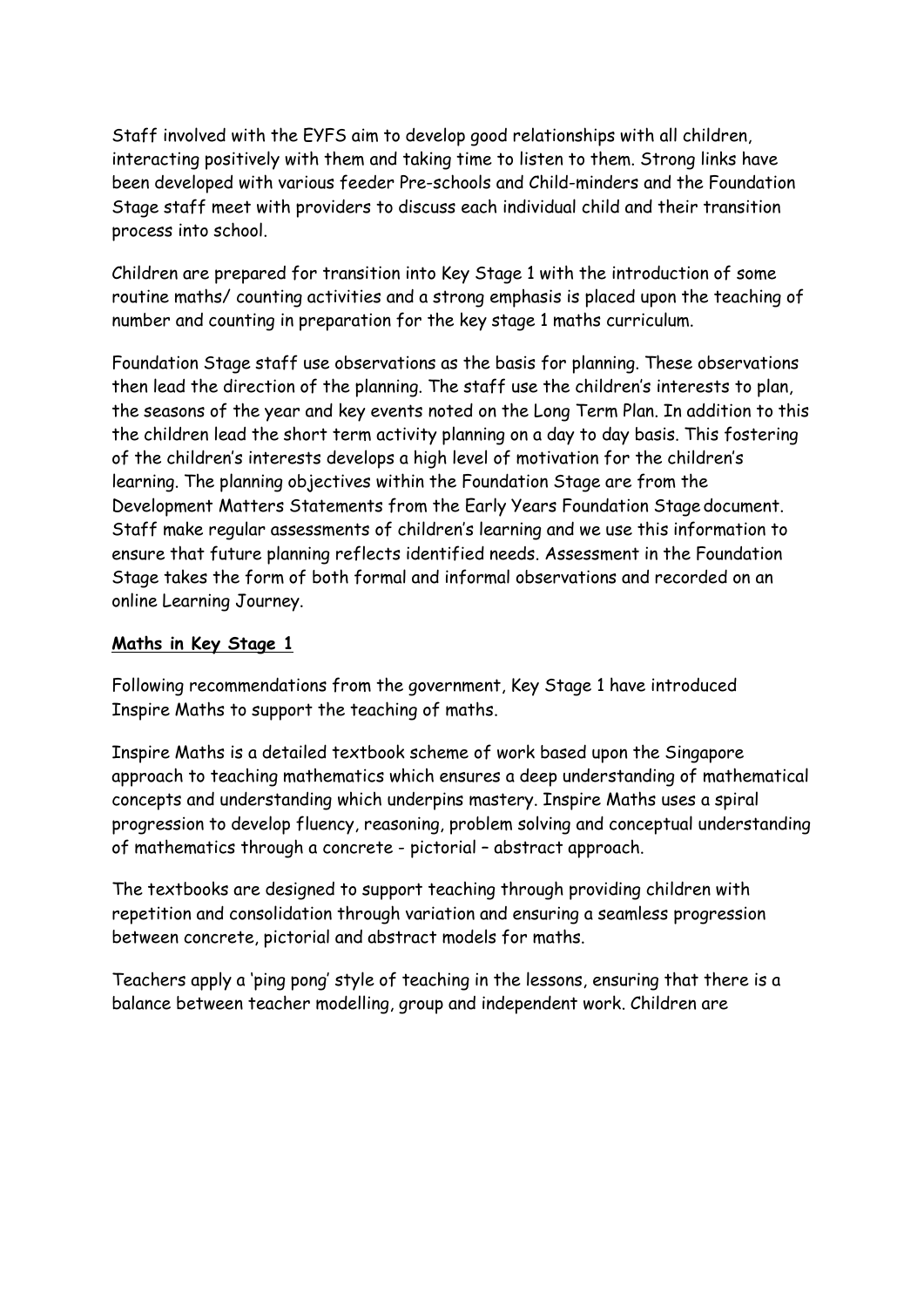Staff involved with the EYFS aim to develop good relationships with all children, interacting positively with them and taking time to listen to them. Strong links have been developed with various feeder Pre-schools and Child-minders and the Foundation Stage staff meet with providers to discuss each individual child and their transition process into school.

Children are prepared for transition into Key Stage 1 with the introduction of some routine maths/ counting activities and a strong emphasis is placed upon the teaching of number and counting in preparation for the key stage 1 maths curriculum.

Foundation Stage staff use observations as the basis for planning. These observations then lead the direction of the planning. The staff use the children's interests to plan, the seasons of the year and key events noted on the Long Term Plan. In addition to this the children lead the short term activity planning on a day to day basis. This fostering of the children's interests develops a high level of motivation for the children's learning. The planning objectives within the Foundation Stage are from the Development Matters Statements from the Early Years Foundation Stage document. Staff make regular assessments of children's learning and we use this information to ensure that future planning reflects identified needs. Assessment in the Foundation Stage takes the form of both formal and informal observations and recorded on an online Learning Journey.

**Maths in Key Stage 1**

Following recommendations from the government, Key Stage 1 have introduced Inspire Maths to support the teaching of maths.

Inspire Maths is a detailed textbook scheme of work based upon the Singapore approach to teaching mathematics which ensures a deep understanding of mathematical concepts and understanding which underpins mastery. Inspire Maths uses a spiral progression to develop fluency, reasoning, problem solving and conceptual understanding of mathematics through a concrete - pictorial – abstract approach.

The textbooks are designed to support teaching through providing children with repetition and consolidation through variation and ensuring a seamless progression between concrete, pictorial and abstract models for maths.

Teachers apply a 'ping pong' style of teaching in the lessons, ensuring that there is a balance between teacher modelling, group and independent work. Children are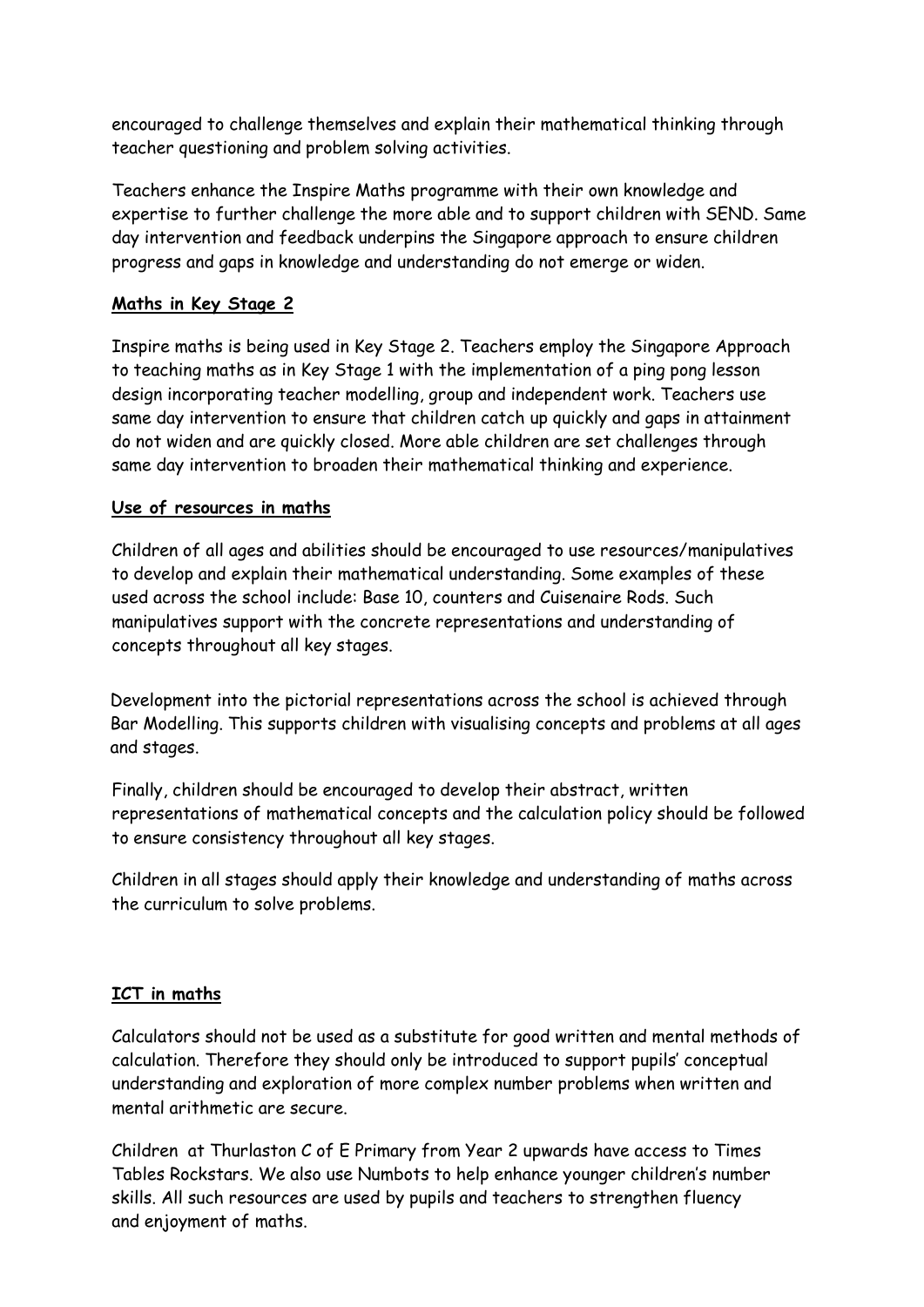encouraged to challenge themselves and explain their mathematical thinking through teacher questioning and problem solving activities.

Teachers enhance the Inspire Maths programme with their own knowledge and expertise to further challenge the more able and to support children with SEND. Same day intervention and feedback underpins the Singapore approach to ensure children progress and gaps in knowledge and understanding do not emerge or widen.

## **Maths in Key Stage 2**

Inspire maths is being used in Key Stage 2. Teachers employ the Singapore Approach to teaching maths as in Key Stage 1 with the implementation of a ping pong lesson design incorporating teacher modelling, group and independent work. Teachers use same day intervention to ensure that children catch up quickly and gaps in attainment do not widen and are quickly closed. More able children are set challenges through same day intervention to broaden their mathematical thinking and experience.

## **Use of resources in maths**

Children of all ages and abilities should be encouraged to use resources/manipulatives to develop and explain their mathematical understanding. Some examples of these used across the school include: Base 10, counters and Cuisenaire Rods. Such manipulatives support with the concrete representations and understanding of concepts throughout all key stages.

Development into the pictorial representations across the school is achieved through Bar Modelling. This supports children with visualising concepts and problems at all ages and stages.

Finally, children should be encouraged to develop their abstract, written representations of mathematical concepts and the calculation policy should be followed to ensure consistency throughout all key stages.

Children in all stages should apply their knowledge and understanding of maths across the curriculum to solve problems.

## **ICT in maths**

Calculators should not be used as a substitute for good written and mental methods of calculation. Therefore they should only be introduced to support pupils' conceptual understanding and exploration of more complex number problems when written and mental arithmetic are secure.

Children at Thurlaston C of E Primary from Year 2 upwards have access to Times Tables Rockstars. We also use Numbots to help enhance younger children's number skills. All such resources are used by pupils and teachers to strengthen fluency and enjoyment of maths.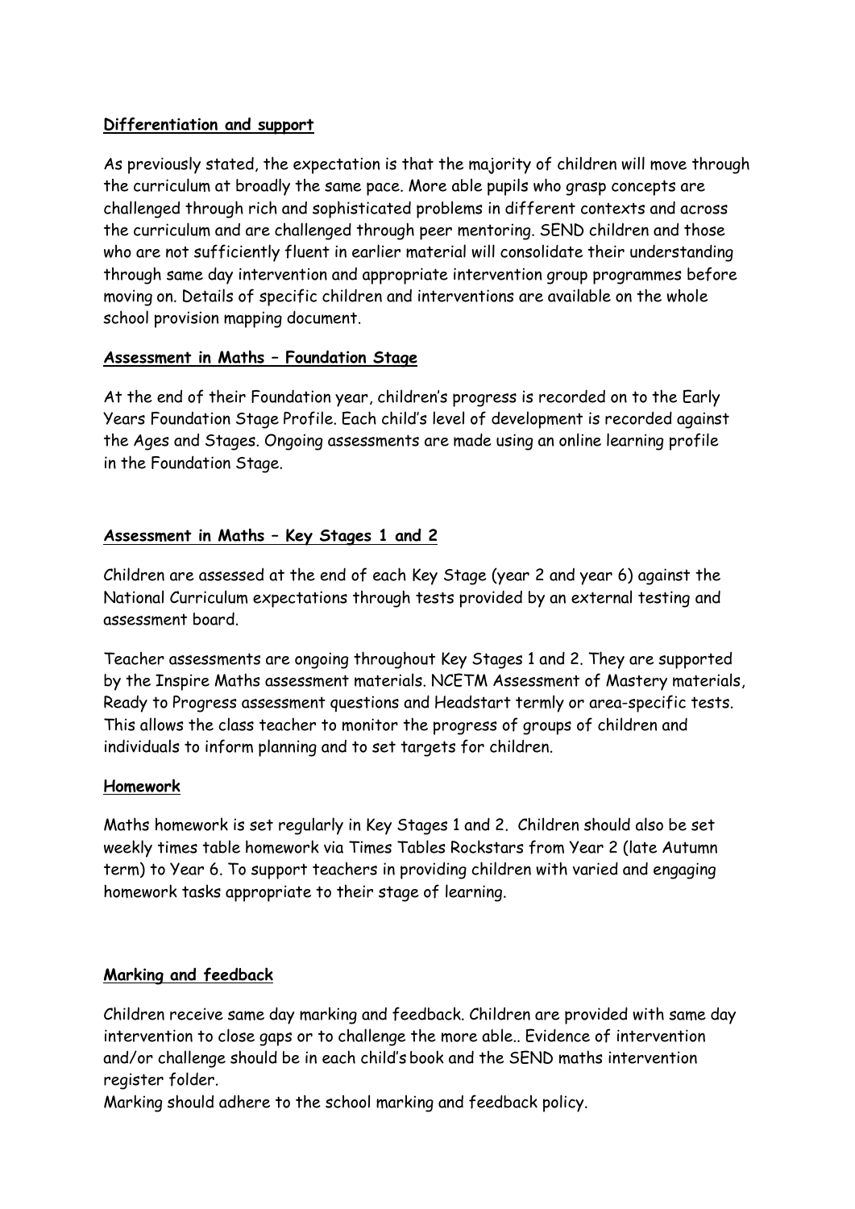## **Differentiation and support**

As previously stated, the expectation is that the majority of children will move through the curriculum at broadly the same pace. More able pupils who grasp concepts are challenged through rich and sophisticated problems in different contexts and across the curriculum and are challenged through peer mentoring. SEND children and those who are not sufficiently fluent in earlier material will consolidate their understanding through same day intervention and appropriate intervention group programmes before moving on. Details of specific children and interventions are available on the whole school provision mapping document.

## **Assessment in Maths – Foundation Stage**

At the end of their Foundation year, children's progress is recorded on to the Early Years Foundation Stage Profile. Each child's level of development is recorded against the Ages and Stages. Ongoing assessments are made using an online learning profile in the Foundation Stage.

## **Assessment in Maths – Key Stages 1 and 2**

Children are assessed at the end of each Key Stage (year 2 and year 6) against the National Curriculum expectations through tests provided by an external testing and assessment board.

Teacher assessments are ongoing throughout Key Stages 1 and 2. They are supported by the Inspire Maths assessment materials. NCETM Assessment of Mastery materials, Ready to Progress assessment questions and Headstart termly or area-specific tests. This allows the class teacher to monitor the progress of groups of children and individuals to inform planning and to set targets for children.

## **Homework**

Maths homework is set regularly in Key Stages 1 and 2. Children should also be set weekly times table homework via Times Tables Rockstars from Year 2 (late Autumn term) to Year 6. To support teachers in providing children with varied and engaging homework tasks appropriate to their stage of learning.

## **Marking and feedback**

Children receive same day marking and feedback. Children are provided with same day intervention to close gaps or to challenge the more able.. Evidence of intervention and/or challenge should be in each child's book and the SEND maths intervention register folder.

Marking should adhere to the school marking and feedback policy.